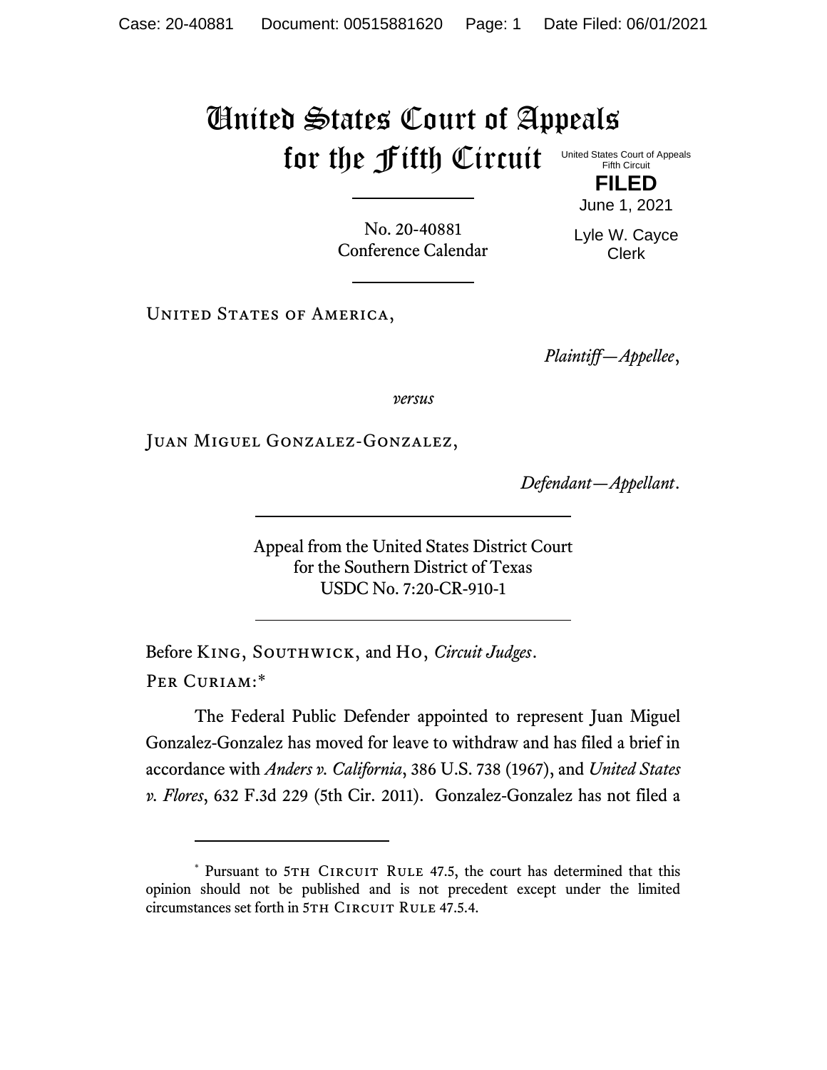# United States Court of Appeals for the Fifth Circuit

United States Court of Appeals
Fifth Circuit

**FILED**

June 1, 2021

Lyle W. Cayce
Clerk

No. 20-40881
Conference Calendar

United States of America,

*Plaintiff—Appellee*,

*versus*

Juan Miguel Gonzalez-Gonzalez,

*Defendant—Appellant*.

Appeal from the United States District Court
for the Southern District of Texas
USDC No. 7:20-CR-910-1

Before King, Southwick, and Ho, *Circuit Judges*.

Per Curiam:*

The Federal Public Defender appointed to represent Juan Miguel Gonzalez-Gonzalez has moved for leave to withdraw and has filed a brief in accordance with *Anders v. California*, 386 U.S. 738 (1967), and *United States v. Flores*, 632 F.3d 229 (5th Cir. 2011). Gonzalez-Gonzalez has not filed a

---

* Pursuant to 5th Circuit Rule 47.5, the court has determined that this opinion should not be published and is not precedent except under the limited circumstances set forth in 5th Circuit Rule 47.5.4.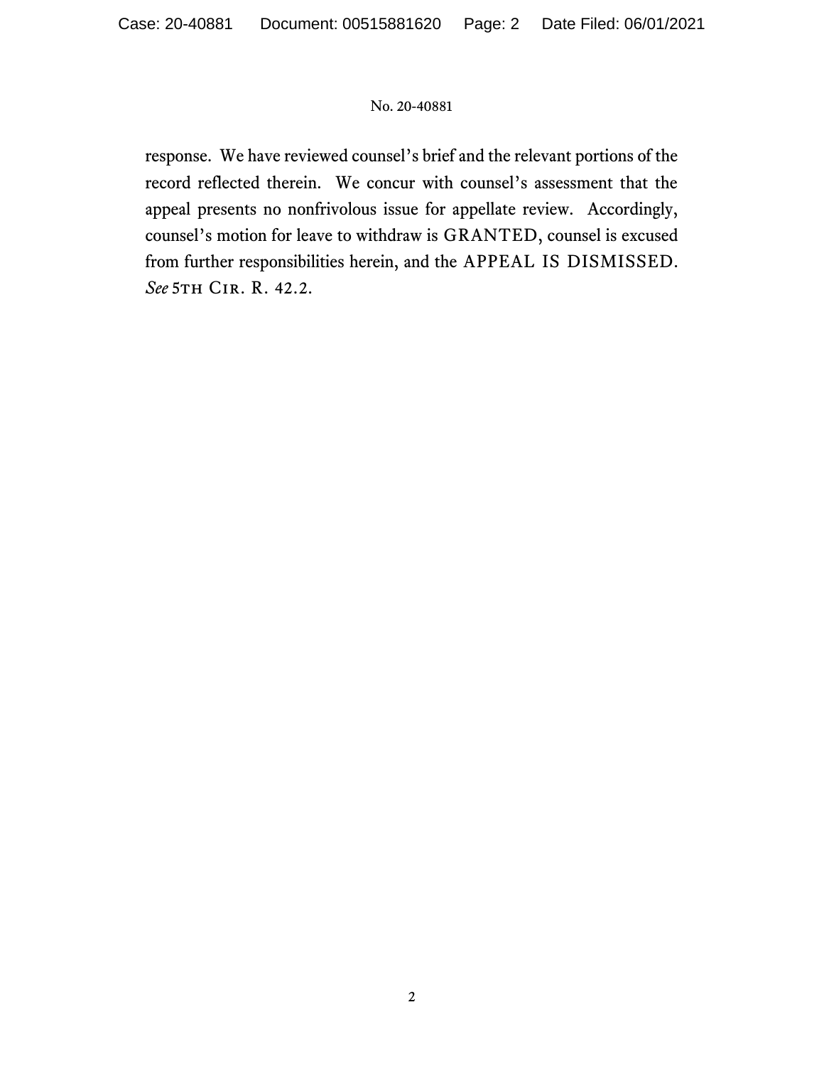response. We have reviewed counsel's brief and the relevant portions of the record reflected therein. We concur with counsel's assessment that the appeal presents no nonfrivolous issue for appellate review. Accordingly, counsel's motion for leave to withdraw is GRANTED, counsel is excused from further responsibilities herein, and the APPEAL IS DISMISSED. *See* 5TH CIR. R. 42.2.